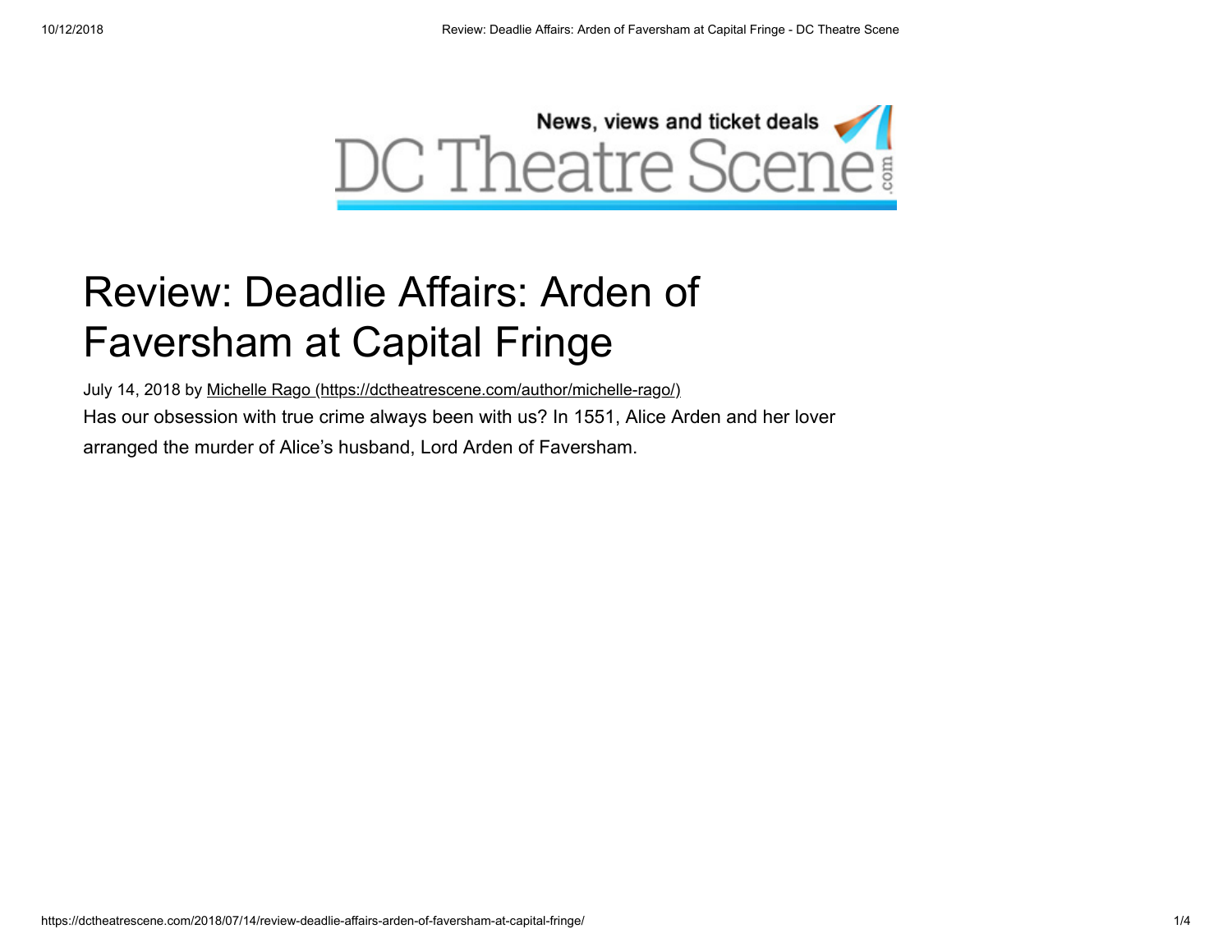# Review: Deadlie Affairs: Arden of Faversham at Capital Fringe

July 14, 2018 by Michelle Rago (https://dctheatrescene.com/author/michelle-rago/)

Has our obsession with true crime always been with us? In 1551, Alice Arden and her lover arranged the murder of Alice's husband, Lord Arden of Faversham.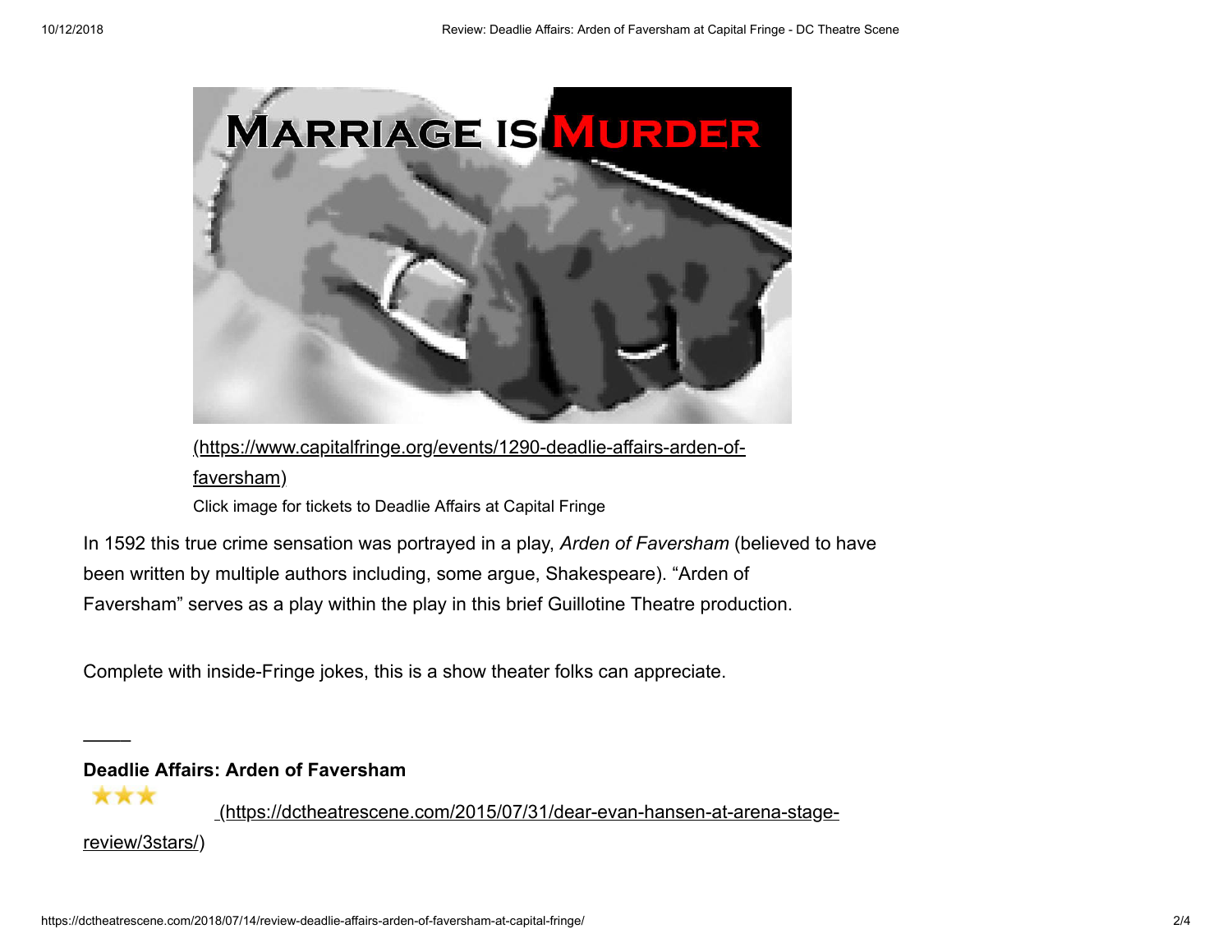(https://www.capitalfringe.org/events/1290-deadlie-affairs-arden-of-faversham)

Click image for tickets to Deadlie Affairs at Capital Fringe

In 1592 this true crime sensation was portrayed in a play, *Arden of Faversham* (believed to have been written by multiple authors including, some argue, Shakespeare). "Arden of Faversham" serves as a play within the play in this brief Guillotine Theatre production.

Complete with inside-Fringe jokes, this is a show theater folks can appreciate.

—–

**Deadlie Affairs: Arden of Faversham**

★★★ (https://dctheatrescene.com/2015/07/31/dear-evan-hansen-at-arena-stage-review/3stars/)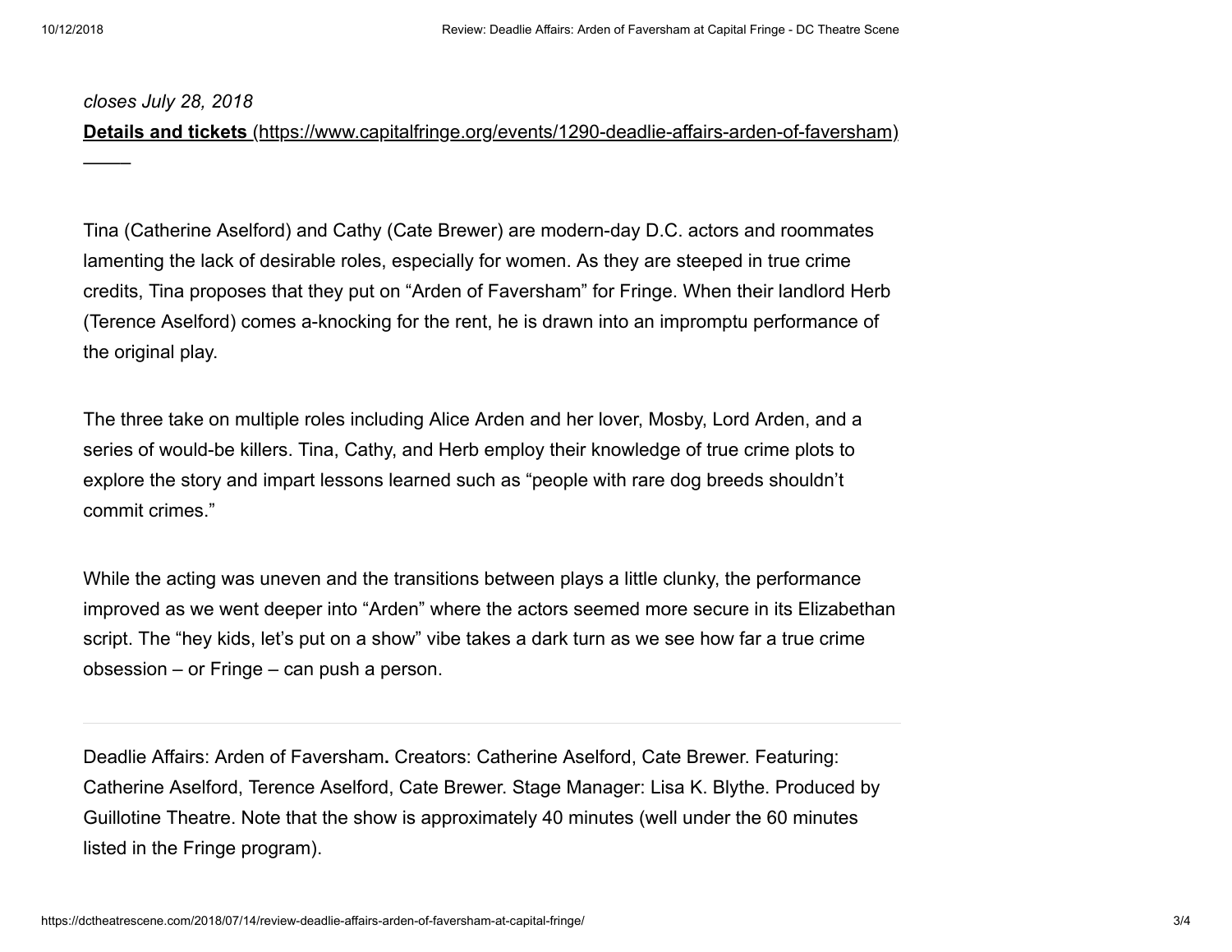*closes July 28, 2018*

**Details and tickets** (https://www.capitalfringe.org/events/1290-deadlie-affairs-arden-of-faversham)

_____

Tina (Catherine Aselford) and Cathy (Cate Brewer) are modern-day D.C. actors and roommates lamenting the lack of desirable roles, especially for women. As they are steeped in true crime credits, Tina proposes that they put on "Arden of Faversham" for Fringe. When their landlord Herb (Terence Aselford) comes a-knocking for the rent, he is drawn into an impromptu performance of the original play.

The three take on multiple roles including Alice Arden and her lover, Mosby, Lord Arden, and a series of would-be killers. Tina, Cathy, and Herb employ their knowledge of true crime plots to explore the story and impart lessons learned such as "people with rare dog breeds shouldn't commit crimes."

While the acting was uneven and the transitions between plays a little clunky, the performance improved as we went deeper into "Arden" where the actors seemed more secure in its Elizabethan script. The "hey kids, let's put on a show" vibe takes a dark turn as we see how far a true crime obsession – or Fringe – can push a person.

---

Deadlie Affairs: Arden of Faversham**.** Creators: Catherine Aselford, Cate Brewer. Featuring: Catherine Aselford, Terence Aselford, Cate Brewer. Stage Manager: Lisa K. Blythe. Produced by Guillotine Theatre. Note that the show is approximately 40 minutes (well under the 60 minutes listed in the Fringe program).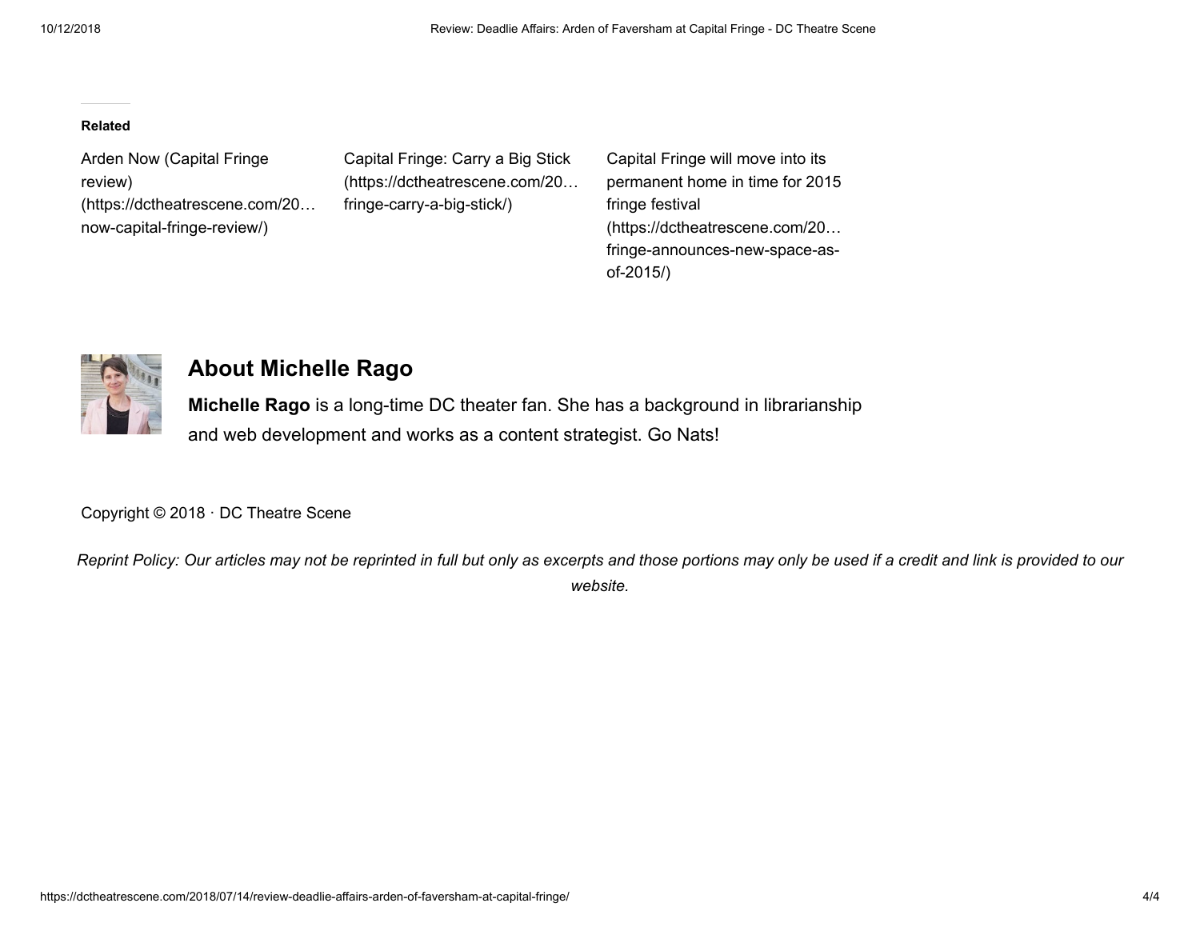**Related**

Arden Now (Capital Fringe review) (https://dctheatrescene.com/20… now-capital-fringe-review/)

Capital Fringe: Carry a Big Stick (https://dctheatrescene.com/20… fringe-carry-a-big-stick/)

Capital Fringe will move into its permanent home in time for 2015 fringe festival (https://dctheatrescene.com/20… fringe-announces-new-space-as-of-2015/)

## About Michelle Rago

**Michelle Rago** is a long-time DC theater fan. She has a background in librarianship and web development and works as a content strategist. Go Nats!

Copyright © 2018 · DC Theatre Scene

*Reprint Policy: Our articles may not be reprinted in full but only as excerpts and those portions may only be used if a credit and link is provided to our website.*